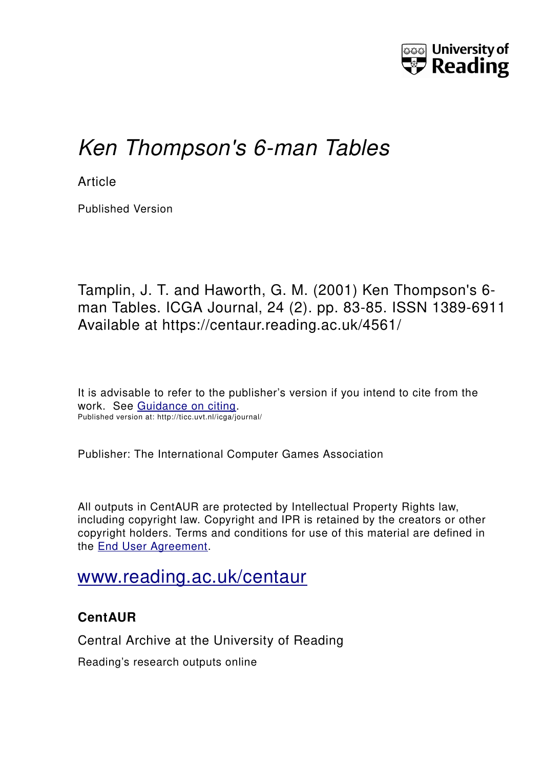University of Reading

# *Ken Thompson's 6-man Tables*

Article

Published Version

Tamplin, J. T. and Haworth, G. M. (2001) Ken Thompson's 6-man Tables. ICGA Journal, 24 (2). pp. 83-85. ISSN 1389-6911 Available at https://centaur.reading.ac.uk/4561/

It is advisable to refer to the publisher's version if you intend to cite from the work. See [Guidance on citing](http://centaur.reading.ac.uk/71187/10/CentAUR%20citing%20guide.pdf).
Published version at: http://ticc.uvt.nl/icga/journal/

Publisher: The International Computer Games Association

All outputs in CentAUR are protected by Intellectual Property Rights law, including copyright law. Copyright and IPR is retained by the creators or other copyright holders. Terms and conditions for use of this material are defined in the [End User Agreement](http://centaur.reading.ac.uk/licence).

[www.reading.ac.uk/centaur](http://www.reading.ac.uk/centaur)

**CentAUR**

Central Archive at the University of Reading

Reading's research outputs online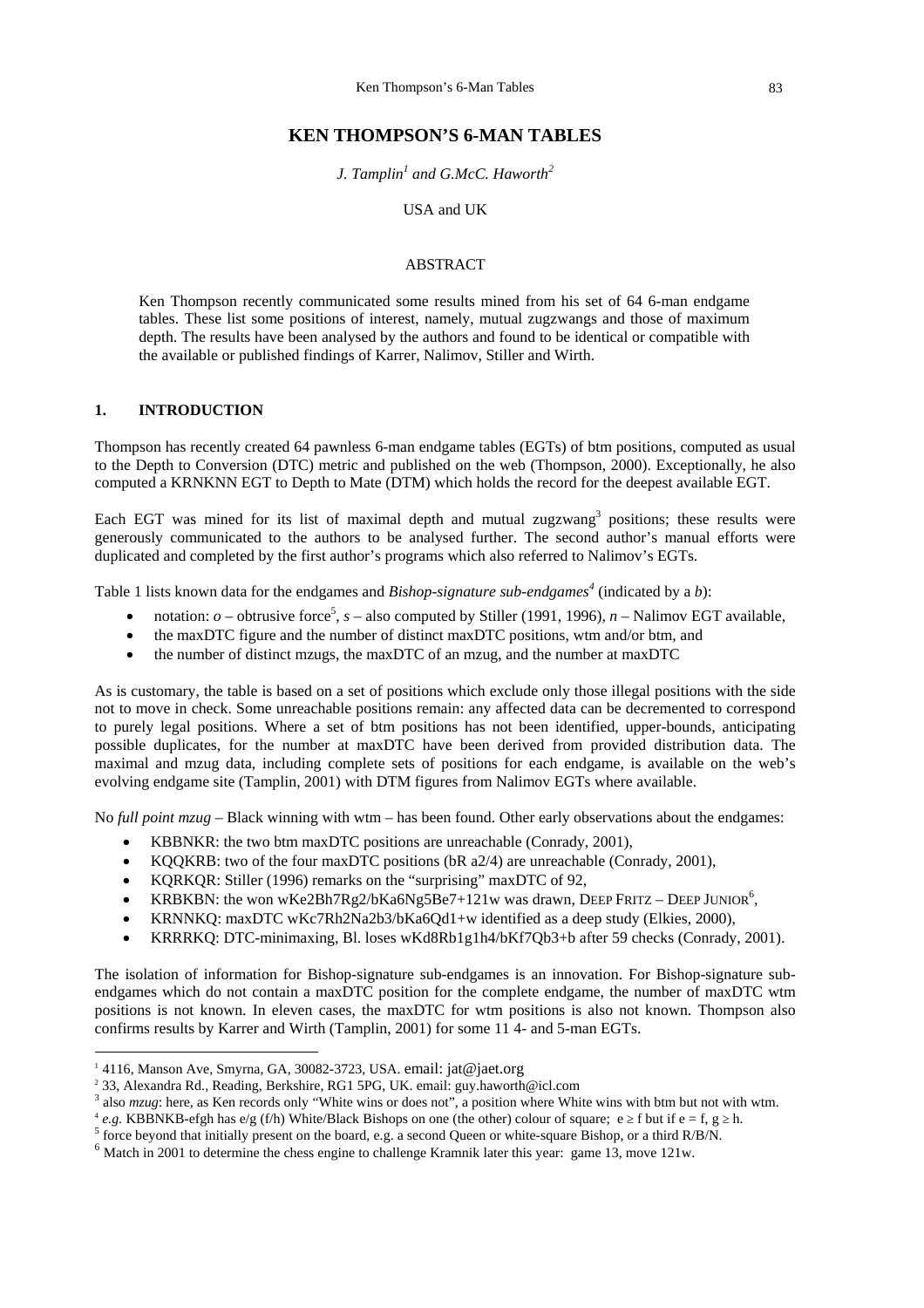# KEN THOMPSON'S 6-MAN TABLES

*J. Tamplin[1] and G.McC. Haworth[2]*

USA and UK

## ABSTRACT

Ken Thompson recently communicated some results mined from his set of 64 6-man endgame tables. These list some positions of interest, namely, mutual zugzwangs and those of maximum depth. The results have been analysed by the authors and found to be identical or compatible with the available or published findings of Karrer, Nalimov, Stiller and Wirth.

## 1. INTRODUCTION

Thompson has recently created 64 pawnless 6-man endgame tables (EGTs) of btm positions, computed as usual to the Depth to Conversion (DTC) metric and published on the web (Thompson, 2000). Exceptionally, he also computed a KRNKNN EGT to Depth to Mate (DTM) which holds the record for the deepest available EGT.

Each EGT was mined for its list of maximal depth and mutual zugzwang[3] positions; these results were generously communicated to the authors to be analysed further. The second author's manual efforts were duplicated and completed by the first author's programs which also referred to Nalimov's EGTs.

Table 1 lists known data for the endgames and *Bishop-signature sub-endgames*[4] (indicated by a *b*):

- notation: *o* – obtrusive force[5], *s* – also computed by Stiller (1991, 1996), *n* – Nalimov EGT available,
- the maxDTC figure and the number of distinct maxDTC positions, wtm and/or btm, and
- the number of distinct mzugs, the maxDTC of an mzug, and the number at maxDTC

As is customary, the table is based on a set of positions which exclude only those illegal positions with the side not to move in check. Some unreachable positions remain: any affected data can be decremented to correspond to purely legal positions. Where a set of btm positions has not been identified, upper-bounds, anticipating possible duplicates, for the number at maxDTC have been derived from provided distribution data. The maximal and mzug data, including complete sets of positions for each endgame, is available on the web's evolving endgame site (Tamplin, 2001) with DTM figures from Nalimov EGTs where available.

No *full point mzug* – Black winning with wtm – has been found. Other early observations about the endgames:

- KBBNKR: the two btm maxDTC positions are unreachable (Conrady, 2001),
- KQQKRB: two of the four maxDTC positions (bR a2/4) are unreachable (Conrady, 2001),
- KQRKQR: Stiller (1996) remarks on the "surprising" maxDTC of 92,
- KRBKBN: the won wKe2Bh7Rg2/bKa6Ng5Be7+121w was drawn, DEEP FRITZ – DEEP JUNIOR[6],
- KRNNKQ: maxDTC wKc7Rh2Na2b3/bKa6Qd1+w identified as a deep study (Elkies, 2000),
- KRRRKQ: DTC-minimaxing, Bl. loses wKd8Rb1g1h4/bKf7Qb3+b after 59 checks (Conrady, 2001).

The isolation of information for Bishop-signature sub-endgames is an innovation. For Bishop-signature sub-endgames which do not contain a maxDTC position for the complete endgame, the number of maxDTC wtm positions is not known. In eleven cases, the maxDTC for wtm positions is also not known. Thompson also confirms results by Karrer and Wirth (Tamplin, 2001) for some 11 4- and 5-man EGTs.

---

[1] 4116, Manson Ave, Smyrna, GA, 30082-3723, USA. email: jat@jaet.org

[2] 33, Alexandra Rd., Reading, Berkshire, RG1 5PG, UK. email: guy.haworth@icl.com

[3] also *mzug*: here, as Ken records only "White wins or does not", a position where White wins with btm but not with wtm.

[4] *e.g.* KBBNKB-efgh has e/g (f/h) White/Black Bishops on one (the other) colour of square; $e \geq f$ but if $e = f$, $g \geq h$.

[5] force beyond that initially present on the board, e.g. a second Queen or white-square Bishop, or a third R/B/N.

[6] Match in 2001 to determine the chess engine to challenge Kramnik later this year: game 13, move 121w.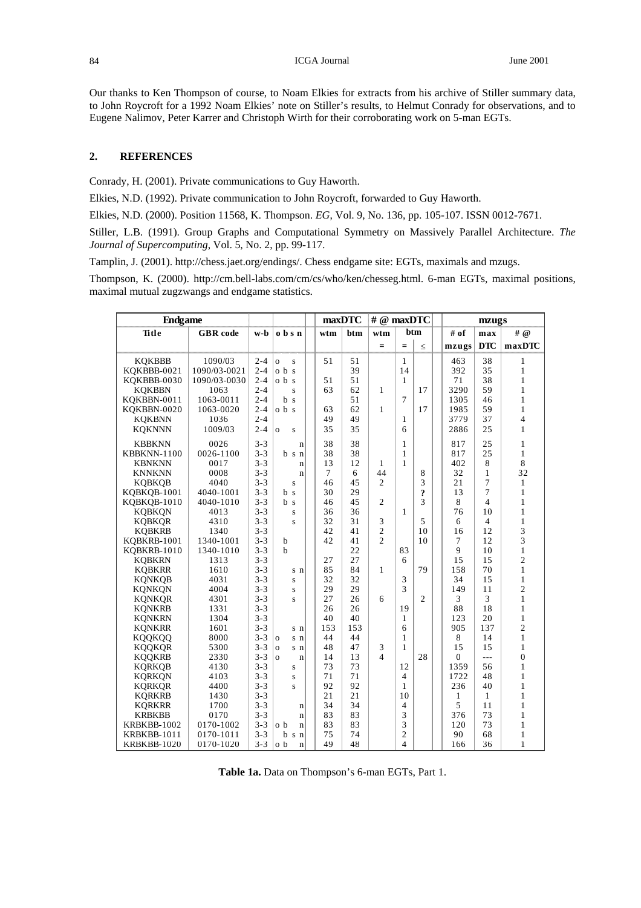Our thanks to Ken Thompson of course, to Noam Elkies for extracts from his archive of Stiller summary data, to John Roycroft for a 1992 Noam Elkies' note on Stiller's results, to Helmut Conrady for observations, and to Eugene Nalimov, Peter Karrer and Christoph Wirth for their corroborating work on 5-man EGTs.

## 2. REFERENCES

Conrady, H. (2001). Private communications to Guy Haworth.

Elkies, N.D. (1992). Private communication to John Roycroft, forwarded to Guy Haworth.

Elkies, N.D. (2000). Position 11568, K. Thompson. *EG*, Vol. 9, No. 136, pp. 105-107. ISSN 0012-7671.

Stiller, L.B. (1991). Group Graphs and Computational Symmetry on Massively Parallel Architecture. *The Journal of Supercomputing*, Vol. 5, No. 2, pp. 99-117.

Tamplin, J. (2001). http://chess.jaet.org/endings/. Chess endgame site: EGTs, maximals and mzugs.

Thompson, K. (2000). http://cm.bell-labs.com/cm/cs/who/ken/chesseg.html. 6-man EGTs, maximal positions, maximal mutual zugzwangs and endgame statistics.

| Endgame | | | | maxDTC | | # @ maxDTC | | | mzugs | | |
|---|---|---|---|---|---|---|---|---|---|---|---|
| Title | GBR code | w-b | o b s n | wtm | btm | wtm | btm | | # of | max | # @ |
| | | | | | | = | = | ≤ | mzugs | DTC | maxDTC |
| KQKBBB | 1090/03 | 2-4 | o s | 51 | 51 | | 1 | | 463 | 38 | 1 |
| KQKBBB-0021 | 1090/03-0021 | 2-4 | o b s | | 39 | | 14 | | 392 | 35 | 1 |
| KQKBBB-0030 | 1090/03-0030 | 2-4 | o b s | 51 | 51 | | 1 | | 71 | 38 | 1 |
| KQKBBN | 1063 | 2-4 | s | 63 | 62 | 1 | | 17 | 3290 | 59 | 1 |
| KQKBBN-0011 | 1063-0011 | 2-4 | b s | | 51 | | 7 | | 1305 | 46 | 1 |
| KQKBBN-0020 | 1063-0020 | 2-4 | o b s | 63 | 62 | 1 | | 17 | 1985 | 59 | 1 |
| KQKBNN | 1036 | 2-4 | | 49 | 49 | | 1 | | 3779 | 37 | 4 |
| KQKNNN | 1009/03 | 2-4 | o s | 35 | 35 | | 6 | | 2886 | 25 | 1 |
| KBBKNN | 0026 | 3-3 | n | 38 | 38 | | 1 | | 817 | 25 | 1 |
| KBBKNN-1100 | 0026-1100 | 3-3 | b s n | 38 | 38 | | 1 | | 817 | 25 | 1 |
| KBNKNN | 0017 | 3-3 | n | 13 | 12 | 1 | 1 | | 402 | 8 | 8 |
| KNNKNN | 0008 | 3-3 | n | 7 | 6 | 44 | | 8 | 32 | 1 | 32 |
| KQBKQB | 4040 | 3-3 | s | 46 | 45 | 2 | | 3 | 21 | 7 | 1 |
| KQBKQB-1001 | 4040-1001 | 3-3 | b s | 30 | 29 | | | ? | 13 | 7 | 1 |
| KQBKQB-1010 | 4040-1010 | 3-3 | b s | 46 | 45 | 2 | | 3 | 8 | 4 | 1 |
| KQBKQN | 4013 | 3-3 | s | 36 | 36 | | 1 | | 76 | 10 | 1 |
| KQBKQR | 4310 | 3-3 | s | 32 | 31 | 3 | | 5 | 6 | 4 | 1 |
| KQBKRB | 1340 | 3-3 | | 42 | 41 | 2 | | 10 | 16 | 12 | 3 |
| KQBKRB-1001 | 1340-1001 | 3-3 | b | 42 | 41 | 2 | | 10 | 7 | 12 | 3 |
| KQBKRB-1010 | 1340-1010 | 3-3 | b | | 22 | | 83 | | 9 | 10 | 1 |
| KQBKRN | 1313 | 3-3 | | 27 | 27 | | 6 | | 15 | 15 | 2 |
| KQBKRR | 1610 | 3-3 | s n | 85 | 84 | 1 | | 79 | 158 | 70 | 1 |
| KQNKQB | 4031 | 3-3 | s | 32 | 32 | | 3 | | 34 | 15 | 1 |
| KQNKQN | 4004 | 3-3 | s | 29 | 29 | | 3 | | 149 | 11 | 2 |
| KQNKQR | 4301 | 3-3 | s | 27 | 26 | 6 | | 2 | 3 | 3 | 1 |
| KQNKRB | 1331 | 3-3 | | 26 | 26 | | 19 | | 88 | 18 | 1 |
| KQNKRN | 1304 | 3-3 | | 40 | 40 | | 1 | | 123 | 20 | 1 |
| KQNKRR | 1601 | 3-3 | s n | 153 | 153 | | 6 | | 905 | 137 | 2 |
| KQQKQQ | 8000 | 3-3 | o s n | 44 | 44 | | 1 | | 8 | 14 | 1 |
| KQQKQR | 5300 | 3-3 | o s n | 48 | 47 | 3 | 1 | | 15 | 15 | 1 |
| KQQKRB | 2330 | 3-3 | o n | 14 | 13 | 4 | | 28 | 0 | --- | 0 |
| KQRKQB | 4130 | 3-3 | s | 73 | 73 | | 12 | | 1359 | 56 | 1 |
| KQRKQN | 4103 | 3-3 | s | 71 | 71 | | 4 | | 1722 | 48 | 1 |
| KQRKQR | 4400 | 3-3 | s | 92 | 92 | | 1 | | 236 | 40 | 1 |
| KQRKRB | 1430 | 3-3 | | 21 | 21 | | 10 | | 1 | 1 | 1 |
| KQRKRR | 1700 | 3-3 | n | 34 | 34 | | 4 | | 5 | 11 | 1 |
| KRBKBB | 0170 | 3-3 | n | 83 | 83 | | 3 | | 376 | 73 | 1 |
| KRBKBB-1002 | 0170-1002 | 3-3 | o b n | 83 | 83 | | 3 | | 120 | 73 | 1 |
| KRBKBB-1011 | 0170-1011 | 3-3 | b s n | 75 | 74 | | 2 | | 90 | 68 | 1 |
| KRBKBB-1020 | 0170-1020 | 3-3 | o b n | 49 | 48 | | 4 | | 166 | 36 | 1 |

**Table 1a.** Data on Thompson's 6-man EGTs, Part 1.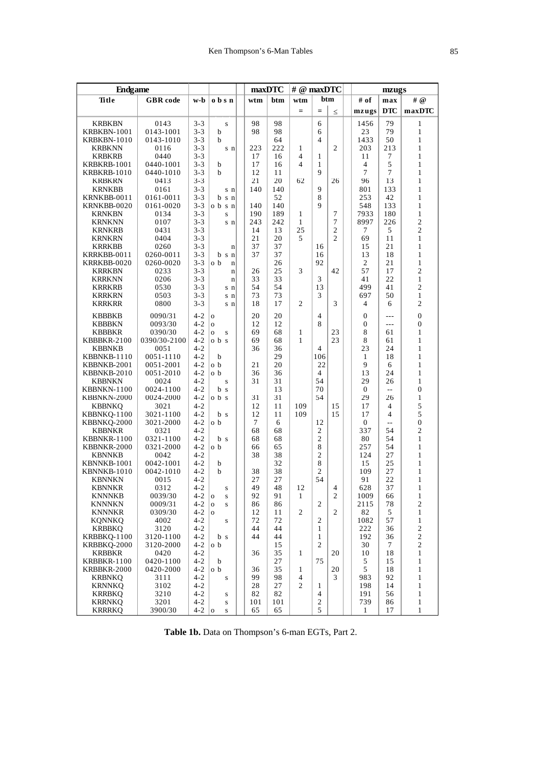| Endgame | | | | maxDTC | | # @ maxDTC | | | mzugs | | |
|---|---|---|---|---|---|---|---|---|---|---|---|
| Title | GBR code | w-b | o b s n | wtm | btm | wtm | btm | | # of | max | # @ |
| | | | | | | = | = | ≤ | mzugs | DTC | maxDTC |
| KRBKBN | 0143 | 3-3 | s | 98 | 98 | | 6 | | 1456 | 79 | 1 |
| KRBKBN-1001 | 0143-1001 | 3-3 | b | 98 | 98 | | 6 | | 23 | 79 | 1 |
| KRBKBN-1010 | 0143-1010 | 3-3 | b | | 64 | | 4 | | 1433 | 50 | 1 |
| KRBKNN | 0116 | 3-3 | s n | 223 | 222 | 1 | | 2 | 203 | 213 | 1 |
| KRBKRB | 0440 | 3-3 | | 17 | 16 | 4 | 1 | | 11 | 7 | 1 |
| KRBKRB-1001 | 0440-1001 | 3-3 | b | 17 | 16 | 4 | 1 | | 4 | 5 | 1 |
| KRBKRB-1010 | 0440-1010 | 3-3 | b | 12 | 11 | | 9 | | 7 | 7 | 1 |
| KRBKRN | 0413 | 3-3 | | 21 | 20 | 62 | | 26 | 96 | 13 | 1 |
| KRNKBB | 0161 | 3-3 | s n | 140 | 140 | | 9 | | 801 | 133 | 1 |
| KRNKBB-0011 | 0161-0011 | 3-3 | b s n | | 52 | | 8 | | 253 | 42 | 1 |
| KRNKBB-0020 | 0161-0020 | 3-3 | o b s n | 140 | 140 | | 9 | | 548 | 133 | 1 |
| KRNKBN | 0134 | 3-3 | s | 190 | 189 | 1 | | 7 | 7933 | 180 | 1 |
| KRNKNN | 0107 | 3-3 | s n | 243 | 242 | 1 | | 7 | 8997 | 226 | 2 |
| KRNKRB | 0431 | 3-3 | | 14 | 13 | 25 | | 2 | 7 | 5 | 2 |
| KRNKRN | 0404 | 3-3 | | 21 | 20 | 5 | | 2 | 69 | 11 | 1 |
| KRRKBB | 0260 | 3-3 | n | 37 | 37 | | 16 | | 15 | 21 | 1 |
| KRRKBB-0011 | 0260-0011 | 3-3 | b s n | 37 | 37 | | 16 | | 13 | 18 | 1 |
| KRRKBB-0020 | 0260-0020 | 3-3 | o b n | | 26 | | 92 | | 2 | 21 | 1 |
| KRRKBN | 0233 | 3-3 | n | 26 | 25 | 3 | | 42 | 57 | 17 | 2 |
| KRRKNN | 0206 | 3-3 | n | 33 | 33 | | 3 | | 41 | 22 | 1 |
| KRRKRB | 0530 | 3-3 | s n | 54 | 54 | | 13 | | 499 | 41 | 2 |
| KRRKRN | 0503 | 3-3 | s n | 73 | 73 | | 3 | | 697 | 50 | 1 |
| KRRKRR | 0800 | 3-3 | s n | 18 | 17 | 2 | | 3 | 4 | 6 | 2 |
| KBBBKB | 0090/31 | 4-2 | o | 20 | 20 | | 4 | | 0 | --- | 0 |
| KBBBKN | 0093/30 | 4-2 | o | 12 | 12 | | 8 | | 0 | --- | 0 |
| KBBBKR | 0390/30 | 4-2 | o s | 69 | 68 | 1 | | 23 | 8 | 61 | 1 |
| KBBBKR-2100 | 0390/30-2100 | 4-2 | o b s | 69 | 68 | 1 | | 23 | 8 | 61 | 1 |
| KBBNKB | 0051 | 4-2 | | 36 | 36 | | 4 | | 23 | 24 | 1 |
| KBBNKB-1110 | 0051-1110 | 4-2 | b | | 29 | | 106 | | 1 | 18 | 1 |
| KBBNKB-2001 | 0051-2001 | 4-2 | o b | 21 | 20 | | 22 | | 9 | 6 | 1 |
| KBBNKB-2010 | 0051-2010 | 4-2 | o b | 36 | 36 | | 4 | | 13 | 24 | 1 |
| KBBNKN | 0024 | 4-2 | s | 31 | 31 | | 54 | | 29 | 26 | 1 |
| KBBNKN-1100 | 0024-1100 | 4-2 | b s | | 13 | | 70 | | 0 | -- | 0 |
| KBBNKN-2000 | 0024-2000 | 4-2 | o b s | 31 | 31 | | 54 | | 29 | 26 | 1 |
| KBBNKQ | 3021 | 4-2 | | 12 | 11 | 109 | | 15 | 17 | 4 | 5 |
| KBBNKQ-1100 | 3021-1100 | 4-2 | b s | 12 | 11 | 109 | | 15 | 17 | 4 | 5 |
| KBBNKQ-2000 | 3021-2000 | 4-2 | o b | 7 | 6 | | 12 | | 0 | -- | 0 |
| KBBNKR | 0321 | 4-2 | | 68 | 68 | | 2 | | 337 | 54 | 2 |
| KBBNKR-1100 | 0321-1100 | 4-2 | b s | 68 | 68 | | 2 | | 80 | 54 | 1 |
| KBBNKR-2000 | 0321-2000 | 4-2 | o b | 66 | 65 | | 8 | | 257 | 54 | 1 |
| KBNNKB | 0042 | 4-2 | | 38 | 38 | | 2 | | 124 | 27 | 1 |
| KBNNKB-1001 | 0042-1001 | 4-2 | b | | 32 | | 8 | | 15 | 25 | 1 |
| KBNNKB-1010 | 0042-1010 | 4-2 | b | 38 | 38 | | 2 | | 109 | 27 | 1 |
| KBNNKN | 0015 | 4-2 | | 27 | 27 | | 54 | | 91 | 22 | 1 |
| KBNNKR | 0312 | 4-2 | s | 49 | 48 | 12 | | 4 | 628 | 37 | 1 |
| KNNNKB | 0039/30 | 4-2 | o s | 92 | 91 | 1 | | 2 | 1009 | 66 | 1 |
| KNNNKN | 0009/31 | 4-2 | o s | 86 | 86 | | 2 | | 2115 | 78 | 2 |
| KNNNKR | 0309/30 | 4-2 | o | 12 | 11 | 2 | | 2 | 82 | 5 | 1 |
| KQNNKQ | 4002 | 4-2 | s | 72 | 72 | | 2 | | 1082 | 57 | 1 |
| KRBBKQ | 3120 | 4-2 | | 44 | 44 | | 1 | | 222 | 36 | 2 |
| KRBBKQ-1100 | 3120-1100 | 4-2 | b s | 44 | 44 | | 1 | | 192 | 36 | 2 |
| KRBBKQ-2000 | 3120-2000 | 4-2 | o b | | 15 | | 2 | | 30 | 7 | 2 |
| KRBBKR | 0420 | 4-2 | | 36 | 35 | 1 | | 20 | 10 | 18 | 1 |
| KRBBKR-1100 | 0420-1100 | 4-2 | b | | 27 | | 75 | | 5 | 15 | 1 |
| KRBBKR-2000 | 0420-2000 | 4-2 | o b | 36 | 35 | 1 | | 20 | 5 | 18 | 1 |
| KRBNKQ | 3111 | 4-2 | s | 99 | 98 | 4 | | 3 | 983 | 92 | 1 |
| KRNNKQ | 3102 | 4-2 | | 28 | 27 | 2 | 1 | | 198 | 14 | 1 |
| KRRBKQ | 3210 | 4-2 | s | 82 | 82 | | 4 | | 191 | 56 | 1 |
| KRRNKQ | 3201 | 4-2 | s | 101 | 101 | | 2 | | 739 | 86 | 1 |
| KRRRKQ | 3900/30 | 4-2 | o s | 65 | 65 | | 5 | | 1 | 17 | 1 |

**Table 1b.** Data on Thompson's 6-man EGTs, Part 2.